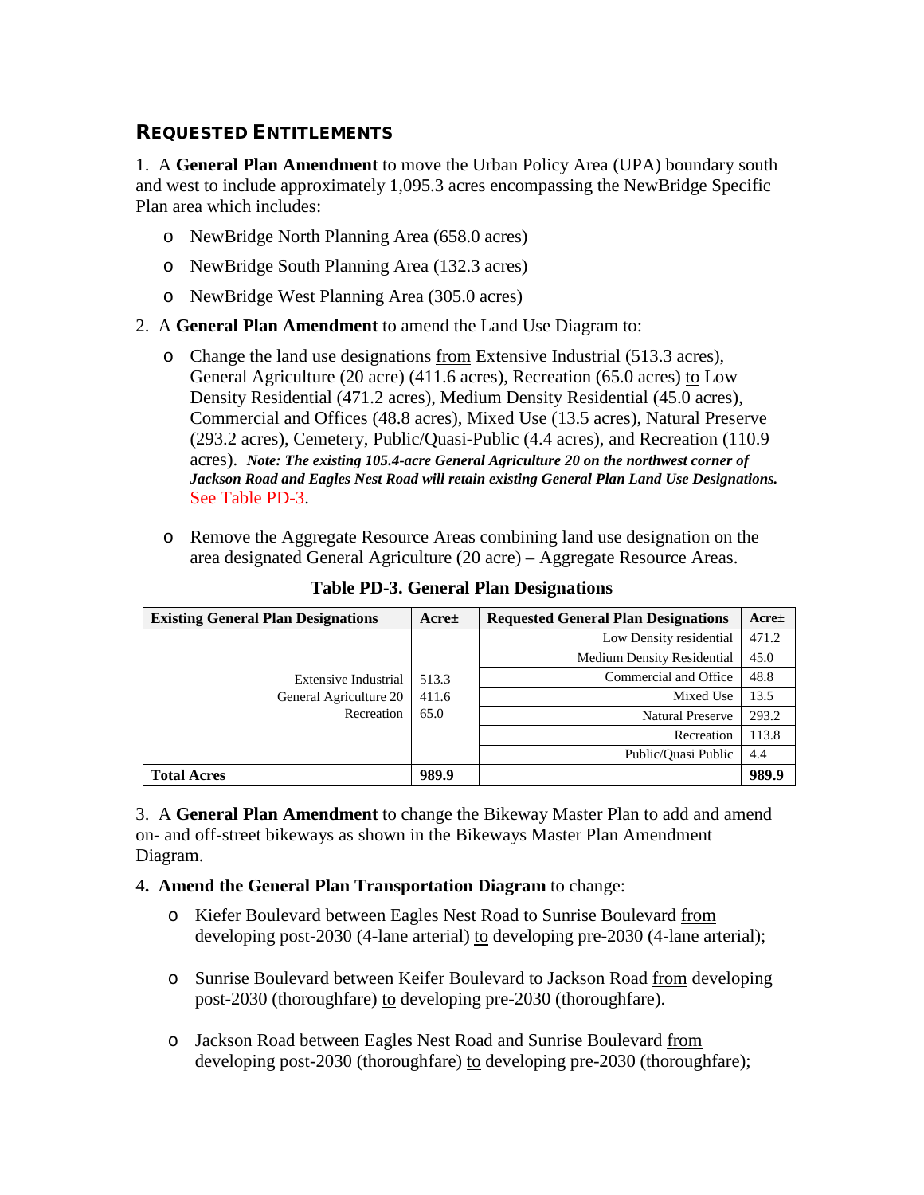## REQUESTED ENTITLEMENTS

1. A **General Plan Amendment** to move the Urban Policy Area (UPA) boundary south and west to include approximately 1,095.3 acres encompassing the NewBridge Specific Plan area which includes:

   - NewBridge North Planning Area (658.0 acres)
   - NewBridge South Planning Area (132.3 acres)
   - NewBridge West Planning Area (305.0 acres)

2. A **General Plan Amendment** to amend the Land Use Diagram to:

   - Change the land use designations from Extensive Industrial (513.3 acres), General Agriculture (20 acre) (411.6 acres), Recreation (65.0 acres) to Low Density Residential (471.2 acres), Medium Density Residential (45.0 acres), Commercial and Offices (48.8 acres), Mixed Use (13.5 acres), Natural Preserve (293.2 acres), Cemetery, Public/Quasi-Public (4.4 acres), and Recreation (110.9 acres). ***Note: The existing 105.4-acre General Agriculture 20 on the northwest corner of Jackson Road and Eagles Nest Road will retain existing General Plan Land Use Designations.*** See Table PD-3.

   - Remove the Aggregate Resource Areas combining land use designation on the area designated General Agriculture (20 acre) – Aggregate Resource Areas.

**Table PD-3. General Plan Designations**

| Existing General Plan Designations | Acre± | Requested General Plan Designations | Acre± |
|---|---|---|---|
| Extensive Industrial<br>General Agriculture 20<br>Recreation | 513.3<br>411.6<br>65.0 | Low Density residential | 471.2 |
| | | Medium Density Residential | 45.0 |
| | | Commercial and Office | 48.8 |
| | | Mixed Use | 13.5 |
| | | Natural Preserve | 293.2 |
| | | Recreation | 113.8 |
| | | Public/Quasi Public | 4.4 |
| **Total Acres** | **989.9** | | **989.9** |

3. A **General Plan Amendment** to change the Bikeway Master Plan to add and amend on- and off-street bikeways as shown in the Bikeways Master Plan Amendment Diagram.

4. **Amend the General Plan Transportation Diagram** to change:

   - Kiefer Boulevard between Eagles Nest Road to Sunrise Boulevard from developing post-2030 (4-lane arterial) to developing pre-2030 (4-lane arterial);

   - Sunrise Boulevard between Keifer Boulevard to Jackson Road from developing post-2030 (thoroughfare) to developing pre-2030 (thoroughfare).

   - Jackson Road between Eagles Nest Road and Sunrise Boulevard from developing post-2030 (thoroughfare) to developing pre-2030 (thoroughfare);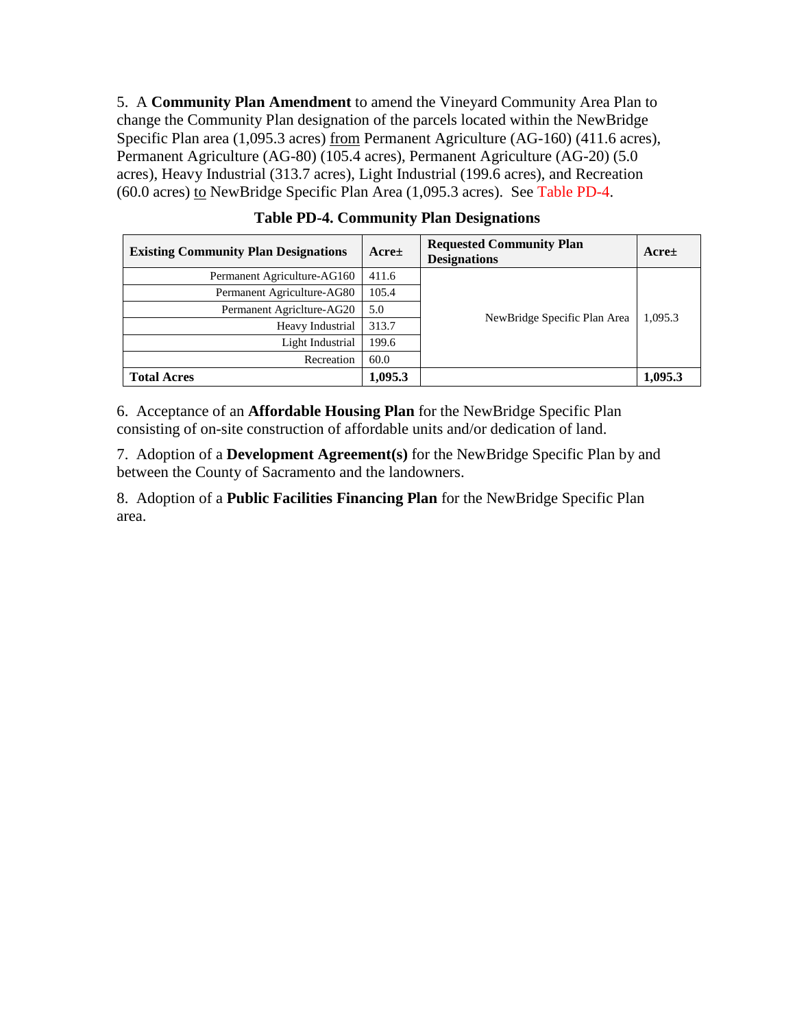5. A **Community Plan Amendment** to amend the Vineyard Community Area Plan to change the Community Plan designation of the parcels located within the NewBridge Specific Plan area (1,095.3 acres) from Permanent Agriculture (AG-160) (411.6 acres), Permanent Agriculture (AG-80) (105.4 acres), Permanent Agriculture (AG-20) (5.0 acres), Heavy Industrial (313.7 acres), Light Industrial (199.6 acres), and Recreation (60.0 acres) to NewBridge Specific Plan Area (1,095.3 acres). See Table PD-4.

**Table PD-4. Community Plan Designations**

| Existing Community Plan Designations | Acre± | Requested Community Plan Designations | Acre± |
|---|---|---|---|
| Permanent Agriculture-AG160 | 411.6 | NewBridge Specific Plan Area | 1,095.3 |
| Permanent Agriculture-AG80 | 105.4 | | |
| Permanent Agriclture-AG20 | 5.0 | | |
| Heavy Industrial | 313.7 | | |
| Light Industrial | 199.6 | | |
| Recreation | 60.0 | | |
| **Total Acres** | **1,095.3** | | **1,095.3** |

6. Acceptance of an **Affordable Housing Plan** for the NewBridge Specific Plan consisting of on-site construction of affordable units and/or dedication of land.

7. Adoption of a **Development Agreement(s)** for the NewBridge Specific Plan by and between the County of Sacramento and the landowners.

8. Adoption of a **Public Facilities Financing Plan** for the NewBridge Specific Plan area.